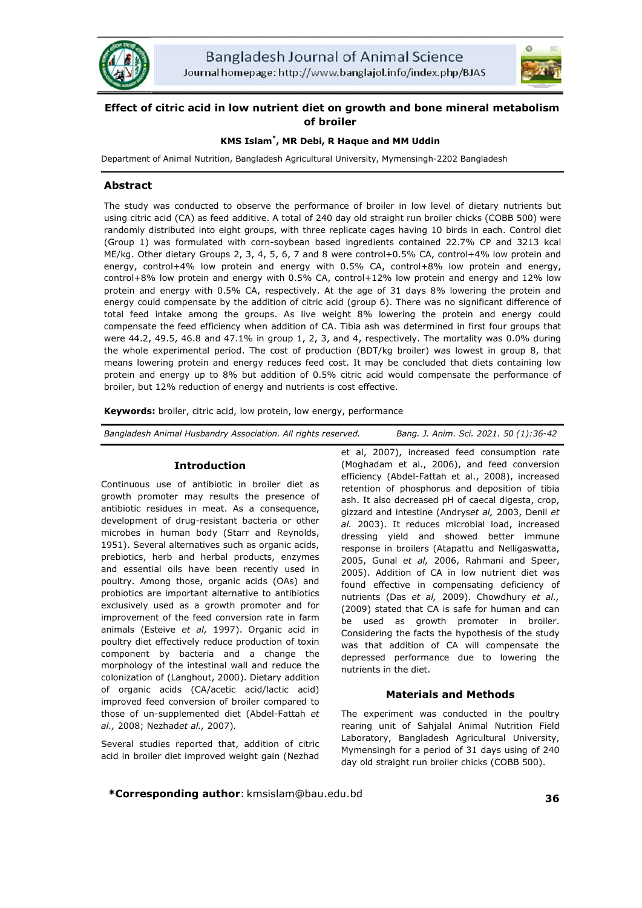# Effect of citric acid in low nutrient diet on growth and bone mineral metabolism of broiler

**KMS Islam\*, MR Debi, R Haque and MM Uddin**

Department of Animal Nutrition, Bangladesh Agricultural University, Mymensingh-2202 Bangladesh

## Abstract

The study was conducted to observe the performance of broiler in low level of dietary nutrients but using citric acid (CA) as feed additive. A total of 240 day old straight run broiler chicks (COBB 500) were randomly distributed into eight groups, with three replicate cages having 10 birds in each. Control diet (Group 1) was formulated with corn-soybean based ingredients contained 22.7% CP and 3213 kcal ME/kg. Other dietary Groups 2, 3, 4, 5, 6, 7 and 8 were control+0.5% CA, control+4% low protein and energy, control+4% low protein and energy with 0.5% CA, control+8% low protein and energy, control+8% low protein and energy with 0.5% CA, control+12% low protein and energy and 12% low protein and energy with 0.5% CA, respectively. At the age of 31 days 8% lowering the protein and energy could compensate by the addition of citric acid (group 6). There was no significant difference of total feed intake among the groups. As live weight 8% lowering the protein and energy could compensate the feed efficiency when addition of CA. Tibia ash was determined in first four groups that were 44.2, 49.5, 46.8 and 47.1% in group 1, 2, 3, and 4, respectively. The mortality was 0.0% during the whole experimental period. The cost of production (BDT/kg broiler) was lowest in group 8, that means lowering protein and energy reduces feed cost. It may be concluded that diets containing low protein and energy up to 8% but addition of 0.5% citric acid would compensate the performance of broiler, but 12% reduction of energy and nutrients is cost effective.

**Keywords:** broiler, citric acid, low protein, low energy, performance

*Bangladesh Animal Husbandry Association. All rights reserved.* Bang. J. Anim. Sci. 2021. 50 (1):36-42

## Introduction

Continuous use of antibiotic in broiler diet as growth promoter may results the presence of antibiotic residues in meat. As a consequence, development of drug-resistant bacteria or other microbes in human body (Starr and Reynolds, 1951). Several alternatives such as organic acids, prebiotics, herb and herbal products, enzymes and essential oils have been recently used in poultry. Among those, organic acids (OAs) and probiotics are important alternative to antibiotics exclusively used as a growth promoter and for improvement of the feed conversion rate in farm animals (Esteive *et al,* 1997). Organic acid in poultry diet effectively reduce production of toxin component by bacteria and a change the morphology of the intestinal wall and reduce the colonization of (Langhout, 2000). Dietary addition of organic acids (CA/acetic acid/lactic acid) improved feed conversion of broiler compared to those of un-supplemented diet (Abdel-Fattah *et al.,* 2008; Nezhad*et al.,* 2007).

Several studies reported that, addition of citric acid in broiler diet improved weight gain (Nezhad et al, 2007), increased feed consumption rate (Moghadam et al., 2006), and feed conversion efficiency (Abdel-Fattah et al., 2008), increased retention of phosphorus and deposition of tibia ash. It also decreased pH of caecal digesta, crop, gizzard and intestine (Andrys*et al,* 2003, Denil *et al.* 2003). It reduces microbial load, increased dressing yield and showed better immune response in broilers (Atapattu and Nelligaswatta, 2005, Gunal *et al,* 2006, Rahmani and Speer, 2005). Addition of CA in low nutrient diet was found effective in compensating deficiency of nutrients (Das *et al,* 2009). Chowdhury *et al.,* (2009) stated that CA is safe for human and can be used as growth promoter in broiler. Considering the facts the hypothesis of the study was that addition of CA will compensate the depressed performance due to lowering the nutrients in the diet.

## Materials and Methods

The experiment was conducted in the poultry rearing unit of Sahjalal Animal Nutrition Field Laboratory, Bangladesh Agricultural University, Mymensingh for a period of 31 days using of 240 day old straight run broiler chicks (COBB 500).

**\*Corresponding author**: kmsislam@bau.edu.bd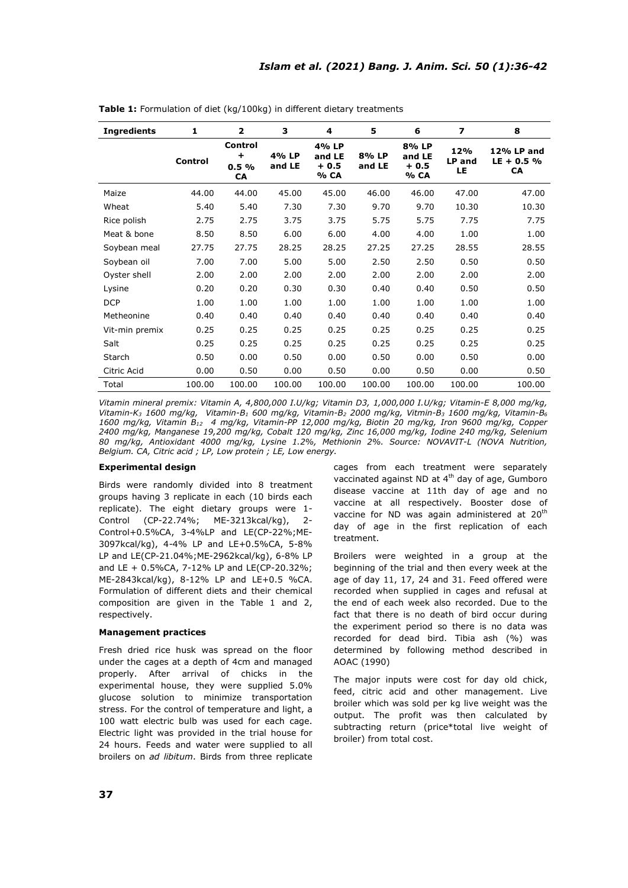**Table 1:** Formulation of diet (kg/100kg) in different dietary treatments

| Ingredients | 1 | 2 | 3 | 4 | 5 | 6 | 7 | 8 |
|---|---|---|---|---|---|---|---|---|
| | Control | Control + 0.5 % CA | 4% LP and LE | 4% LP and LE + 0.5 % CA | 8% LP and LE | 8% LP and LE + 0.5 % CA | 12% LP and LE | 12% LP and LE + 0.5 % CA |
| Maize | 44.00 | 44.00 | 45.00 | 45.00 | 46.00 | 46.00 | 47.00 | 47.00 |
| Wheat | 5.40 | 5.40 | 7.30 | 7.30 | 9.70 | 9.70 | 10.30 | 10.30 |
| Rice polish | 2.75 | 2.75 | 3.75 | 3.75 | 5.75 | 5.75 | 7.75 | 7.75 |
| Meat & bone | 8.50 | 8.50 | 6.00 | 6.00 | 4.00 | 4.00 | 1.00 | 1.00 |
| Soybean meal | 27.75 | 27.75 | 28.25 | 28.25 | 27.25 | 27.25 | 28.55 | 28.55 |
| Soybean oil | 7.00 | 7.00 | 5.00 | 5.00 | 2.50 | 2.50 | 0.50 | 0.50 |
| Oyster shell | 2.00 | 2.00 | 2.00 | 2.00 | 2.00 | 2.00 | 2.00 | 2.00 |
| Lysine | 0.20 | 0.20 | 0.30 | 0.30 | 0.40 | 0.40 | 0.50 | 0.50 |
| DCP | 1.00 | 1.00 | 1.00 | 1.00 | 1.00 | 1.00 | 1.00 | 1.00 |
| Metheonine | 0.40 | 0.40 | 0.40 | 0.40 | 0.40 | 0.40 | 0.40 | 0.40 |
| Vit-min premix | 0.25 | 0.25 | 0.25 | 0.25 | 0.25 | 0.25 | 0.25 | 0.25 |
| Salt | 0.25 | 0.25 | 0.25 | 0.25 | 0.25 | 0.25 | 0.25 | 0.25 |
| Starch | 0.50 | 0.00 | 0.50 | 0.00 | 0.50 | 0.00 | 0.50 | 0.00 |
| Citric Acid | 0.00 | 0.50 | 0.00 | 0.50 | 0.00 | 0.50 | 0.00 | 0.50 |
| Total | 100.00 | 100.00 | 100.00 | 100.00 | 100.00 | 100.00 | 100.00 | 100.00 |

*Vitamin mineral premix: Vitamin A, 4,800,000 I.U/kg; Vitamin D3, 1,000,000 I.U/kg; Vitamin-E 8,000 mg/kg, Vitamin-$K_3$ 1600 mg/kg, Vitamin-$B_1$ 600 mg/kg, Vitamin-$B_2$ 2000 mg/kg, Vitmin-$B_3$ 1600 mg/kg, Vitamin-$B_6$ 1600 mg/kg, Vitamin $B_{12}$ 4 mg/kg, Vitamin-PP 12,000 mg/kg, Biotin 20 mg/kg, Iron 9600 mg/kg, Copper 2400 mg/kg, Manganese 19,200 mg/kg, Cobalt 120 mg/kg, Zinc 16,000 mg/kg, Iodine 240 mg/kg, Selenium 80 mg/kg, Antioxidant 4000 mg/kg, Lysine 1.2%, Methionin 2%. Source: NOVAVIT-L (NOVA Nutrition, Belgium. CA, Citric acid ; LP, Low protein ; LE, Low energy.*

### Experimental design

Birds were randomly divided into 8 treatment groups having 3 replicate in each (10 birds each replicate). The eight dietary groups were 1-Control (CP-22.74%; ME-3213kcal/kg), 2-Control+0.5%CA, 3-4%LP and LE(CP-22%;ME-3097kcal/kg), 4-4% LP and LE+0.5%CA, 5-8% LP and LE(CP-21.04%;ME-2962kcal/kg), 6-8% LP and LE + 0.5%CA, 7-12% LP and LE(CP-20.32%; ME-2843kcal/kg), 8-12% LP and LE+0.5 %CA. Formulation of different diets and their chemical composition are given in the Table 1 and 2, respectively.

### Management practices

Fresh dried rice husk was spread on the floor under the cages at a depth of 4cm and managed properly. After arrival of chicks in the experimental house, they were supplied 5.0% glucose solution to minimize transportation stress. For the control of temperature and light, a 100 watt electric bulb was used for each cage. Electric light was provided in the trial house for 24 hours. Feeds and water were supplied to all broilers on *ad libitum*. Birds from three replicate cages from each treatment were separately vaccinated against ND at 4th day of age, Gumboro disease vaccine at 11th day of age and no vaccine at all respectively. Booster dose of vaccine for ND was again administered at 20th day of age in the first replication of each treatment.

Broilers were weighted in a group at the beginning of the trial and then every week at the age of day 11, 17, 24 and 31. Feed offered were recorded when supplied in cages and refusal at the end of each week also recorded. Due to the fact that there is no death of bird occur during the experiment period so there is no data was recorded for dead bird. Tibia ash (%) was determined by following method described in AOAC (1990)

The major inputs were cost for day old chick, feed, citric acid and other management. Live broiler which was sold per kg live weight was the output. The profit was then calculated by subtracting return (price*total live weight of broiler) from total cost.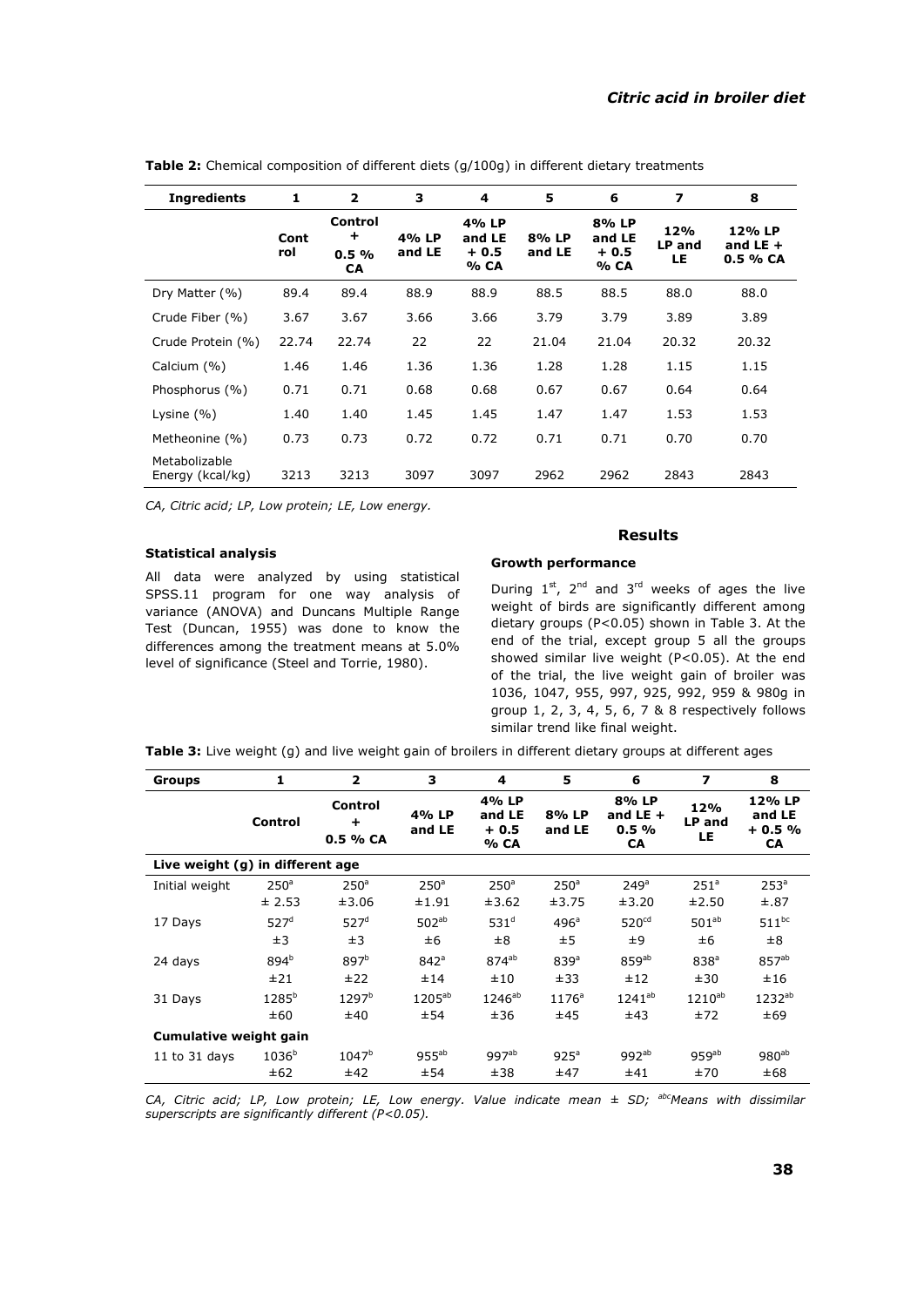**Table 2:** Chemical composition of different diets (g/100g) in different dietary treatments

| Ingredients | 1 | 2 | 3 | 4 | 5 | 6 | 7 | 8 |
|---|---|---|---|---|---|---|---|---|
| | Control | Control + 0.5 % CA | 4% LP and LE | 4% LP and LE + 0.5 % CA | 8% LP and LE | 8% LP and LE + 0.5 % CA | 12% LP and LE | 12% LP and LE + 0.5 % CA |
| Dry Matter (%) | 89.4 | 89.4 | 88.9 | 88.9 | 88.5 | 88.5 | 88.0 | 88.0 |
| Crude Fiber (%) | 3.67 | 3.67 | 3.66 | 3.66 | 3.79 | 3.79 | 3.89 | 3.89 |
| Crude Protein (%) | 22.74 | 22.74 | 22 | 22 | 21.04 | 21.04 | 20.32 | 20.32 |
| Calcium (%) | 1.46 | 1.46 | 1.36 | 1.36 | 1.28 | 1.28 | 1.15 | 1.15 |
| Phosphorus (%) | 0.71 | 0.71 | 0.68 | 0.68 | 0.67 | 0.67 | 0.64 | 0.64 |
| Lysine (%) | 1.40 | 1.40 | 1.45 | 1.45 | 1.47 | 1.47 | 1.53 | 1.53 |
| Metheonine (%) | 0.73 | 0.73 | 0.72 | 0.72 | 0.71 | 0.71 | 0.70 | 0.70 |
| Metabolizable Energy (kcal/kg) | 3213 | 3213 | 3097 | 3097 | 2962 | 2962 | 2843 | 2843 |

*CA, Citric acid; LP, Low protein; LE, Low energy.*

### Statistical analysis

All data were analyzed by using statistical SPSS.11 program for one way analysis of variance (ANOVA) and Duncans Multiple Range Test (Duncan, 1955) was done to know the differences among the treatment means at 5.0% level of significance (Steel and Torrie, 1980).

## Results

### Growth performance

During 1[st], 2[nd] and 3[rd] weeks of ages the live weight of birds are significantly different among dietary groups ($P<0.05$) shown in Table 3. At the end of the trial, except group 5 all the groups showed similar live weight ($P<0.05$). At the end of the trial, the live weight gain of broiler was 1036, 1047, 955, 997, 925, 992, 959 & 980g in group 1, 2, 3, 4, 5, 6, 7 & 8 respectively follows similar trend like final weight.

**Table 3:** Live weight (g) and live weight gain of broilers in different dietary groups at different ages

| Groups | 1 | 2 | 3 | 4 | 5 | 6 | 7 | 8 |
|---|---|---|---|---|---|---|---|---|
| | Control | Control + 0.5 % CA | 4% LP and LE | 4% LP and LE + 0.5 % CA | 8% LP and LE | 8% LP and LE + 0.5 % CA | 12% LP and LE | 12% LP and LE + 0.5 % CA |
| **Live weight (g) in different age** | | | | | | | | |
| Initial weight | $250^{a}$ ± 2.53 | $250^{a}$ ±3.06 | $250^{a}$ ±1.91 | $250^{a}$ ±3.62 | $250^{a}$ ±3.75 | $249^{a}$ ±3.20 | $251^{a}$ ±2.50 | $253^{a}$ ±.87 |
| 17 Days | $527^{d}$ ±3 | $527^{d}$ ±3 | $502^{ab}$ ±6 | $531^{d}$ ±8 | $496^{a}$ ±5 | $520^{cd}$ ±9 | $501^{ab}$ ±6 | $511^{bc}$ ±8 |
| 24 days | $894^{b}$ ±21 | $897^{b}$ ±22 | $842^{a}$ ±14 | $874^{ab}$ ±10 | $839^{a}$ ±33 | $859^{ab}$ ±12 | $838^{a}$ ±30 | $857^{ab}$ ±16 |
| 31 Days | $1285^{b}$ ±60 | $1297^{b}$ ±40 | $1205^{ab}$ ±54 | $1246^{ab}$ ±36 | $1176^{a}$ ±45 | $1241^{ab}$ ±43 | $1210^{ab}$ ±72 | $1232^{ab}$ ±69 |
| **Cumulative weight gain** | | | | | | | | |
| 11 to 31 days | $1036^{b}$ ±62 | $1047^{b}$ ±42 | $955^{ab}$ ±54 | $997^{ab}$ ±38 | $925^{a}$ ±47 | $992^{ab}$ ±41 | $959^{ab}$ ±70 | $980^{ab}$ ±68 |

*CA, Citric acid; LP, Low protein; LE, Low energy. Value indicate mean ± SD; [abc]Means with dissimilar superscripts are significantly different (P<0.05).*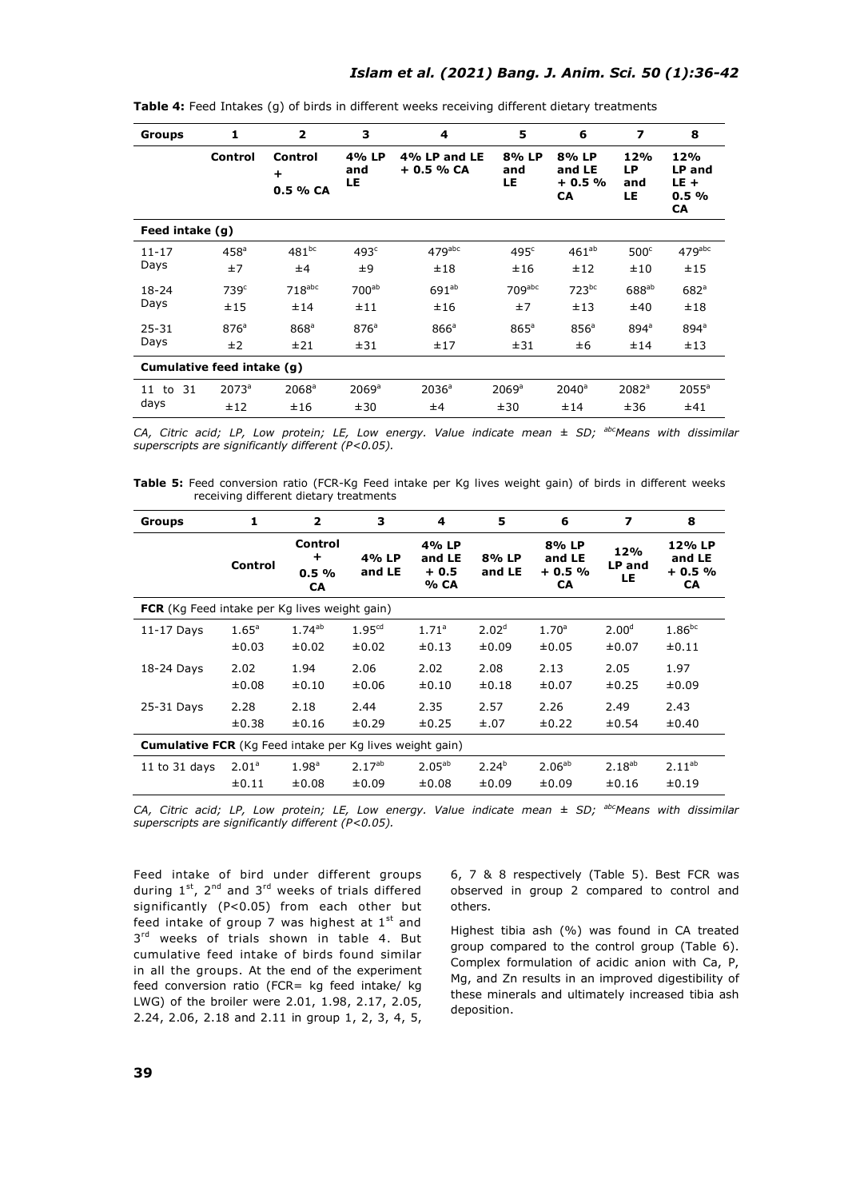**Table 4:** Feed Intakes (g) of birds in different weeks receiving different dietary treatments

| Groups | 1 | 2 | 3 | 4 | 5 | 6 | 7 | 8 |
|---|---|---|---|---|---|---|---|---|
| | **Control** | **Control + 0.5 % CA** | **4% LP and LE** | **4% LP and LE + 0.5 % CA** | **8% LP and LE** | **8% LP and LE + 0.5 % CA** | **12% LP and LE** | **12% LP and LE + 0.5 % CA** |
| **Feed intake (g)** | | | | | | | | |
| 11-17 Days | 458[a] ±7 | 481[bc] ±4 | 493[c] ±9 | 479[abc] ±18 | 495[c] ±16 | 461[ab] ±12 | 500[c] ±10 | 479[abc] ±15 |
| 18-24 Days | 739[c] ±15 | 718[abc] ±14 | 700[ab] ±11 | 691[ab] ±16 | 709[abc] ±7 | 723[bc] ±13 | 688[ab] ±40 | 682[a] ±18 |
| 25-31 Days | 876[a] ±2 | 868[a] ±21 | 876[a] ±31 | 866[a] ±17 | 865[a] ±31 | 856[a] ±6 | 894[a] ±14 | 894[a] ±13 |
| **Cumulative feed intake (g)** | | | | | | | | |
| 11 to 31 days | 2073[a] ±12 | 2068[a] ±16 | 2069[a] ±30 | 2036[a] ±4 | 2069[a] ±30 | 2040[a] ±14 | 2082[a] ±36 | 2055[a] ±41 |

*CA, Citric acid; LP, Low protein; LE, Low energy. Value indicate mean ± SD; [abc]Means with dissimilar superscripts are significantly different (P<0.05).*

**Table 5:** Feed conversion ratio (FCR-Kg Feed intake per Kg lives weight gain) of birds in different weeks receiving different dietary treatments

| Groups | 1 | 2 | 3 | 4 | 5 | 6 | 7 | 8 |
|---|---|---|---|---|---|---|---|---|
| | **Control** | **Control + 0.5 % CA** | **4% LP and LE** | **4% LP and LE + 0.5 % CA** | **8% LP and LE** | **8% LP and LE + 0.5 % CA** | **12% LP and LE** | **12% LP and LE + 0.5 % CA** |
| **FCR** (Kg Feed intake per Kg lives weight gain) | | | | | | | | |
| 11-17 Days | 1.65[a] ±0.03 | 1.74[ab] ±0.02 | 1.95[cd] ±0.02 | 1.71[a] ±0.13 | 2.02[d] ±0.09 | 1.70[a] ±0.05 | 2.00[d] ±0.07 | 1.86[bc] ±0.11 |
| 18-24 Days | 2.02 ±0.08 | 1.94 ±0.10 | 2.06 ±0.06 | 2.02 ±0.10 | 2.08 ±0.18 | 2.13 ±0.07 | 2.05 ±0.25 | 1.97 ±0.09 |
| 25-31 Days | 2.28 ±0.38 | 2.18 ±0.16 | 2.44 ±0.29 | 2.35 ±0.25 | 2.57 ±.07 | 2.26 ±0.22 | 2.49 ±0.54 | 2.43 ±0.40 |
| **Cumulative FCR** (Kg Feed intake per Kg lives weight gain) | | | | | | | | |
| 11 to 31 days | 2.01[a] ±0.11 | 1.98[a] ±0.08 | 2.17[ab] ±0.09 | 2.05[ab] ±0.08 | 2.24[b] ±0.09 | 2.06[ab] ±0.09 | 2.18[ab] ±0.16 | 2.11[ab] ±0.19 |

*CA, Citric acid; LP, Low protein; LE, Low energy. Value indicate mean ± SD; [abc]Means with dissimilar superscripts are significantly different (P<0.05).*

Feed intake of bird under different groups during 1st, 2nd and 3rd weeks of trials differed significantly (P<0.05) from each other but feed intake of group 7 was highest at 1st and 3rd weeks of trials shown in table 4. But cumulative feed intake of birds found similar in all the groups. At the end of the experiment feed conversion ratio (FCR= kg feed intake/ kg LWG) of the broiler were 2.01, 1.98, 2.17, 2.05, 2.24, 2.06, 2.18 and 2.11 in group 1, 2, 3, 4, 5, 6, 7 & 8 respectively (Table 5). Best FCR was observed in group 2 compared to control and others.

Highest tibia ash (%) was found in CA treated group compared to the control group (Table 6). Complex formulation of acidic anion with Ca, P, Mg, and Zn results in an improved digestibility of these minerals and ultimately increased tibia ash deposition.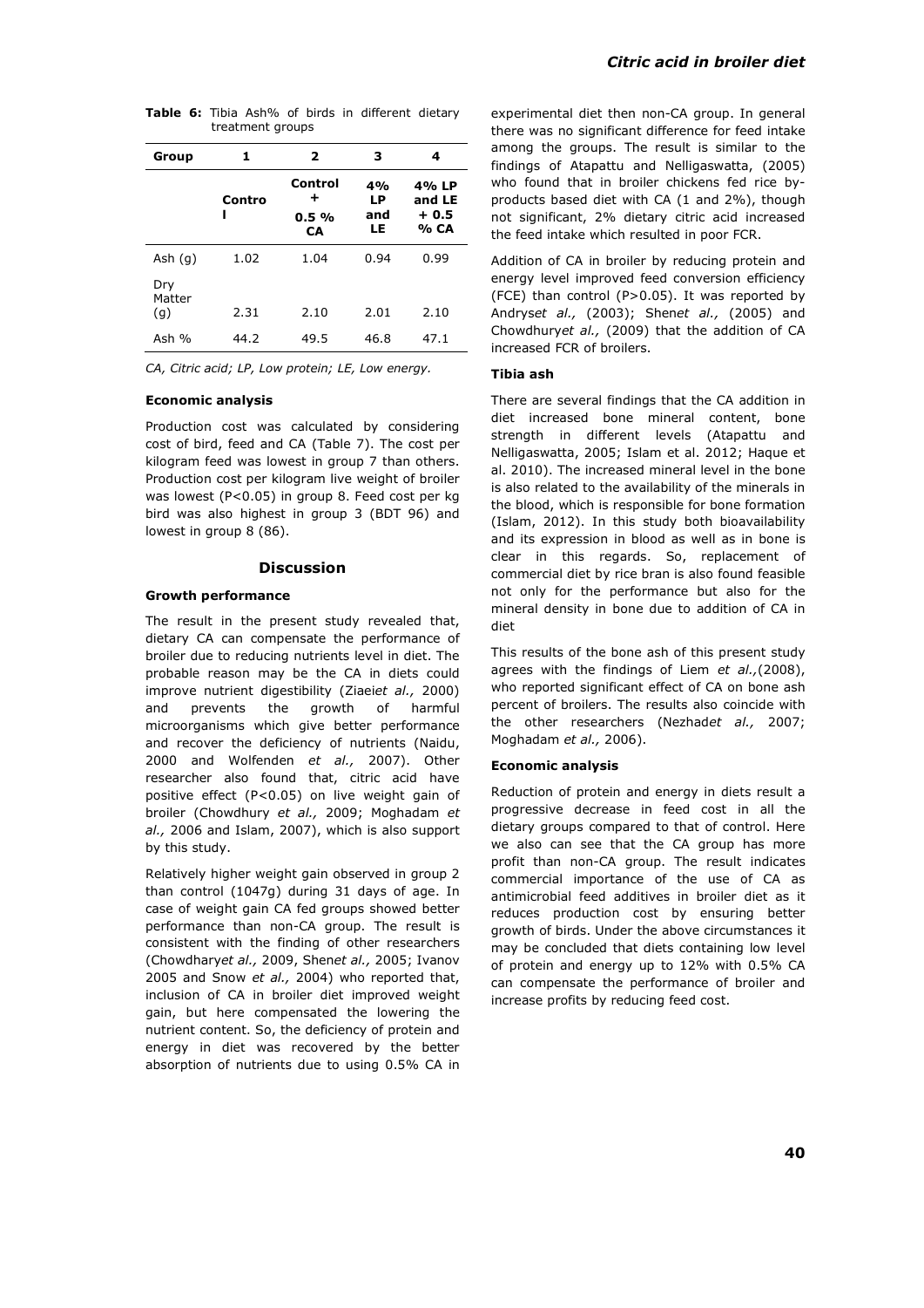**Table 6:** Tibia Ash% of birds in different dietary treatment groups

| Group | 1 | 2 | 3 | 4 |
|---|---|---|---|---|
| | Control | Control + 0.5 % CA | 4% LP and LE | 4% LP and LE + 0.5 % CA |
| Ash (g) | 1.02 | 1.04 | 0.94 | 0.99 |
| Dry Matter (g) | 2.31 | 2.10 | 2.01 | 2.10 |
| Ash % | 44.2 | 49.5 | 46.8 | 47.1 |

*CA, Citric acid; LP, Low protein; LE, Low energy.*

#### Economic analysis

Production cost was calculated by considering cost of bird, feed and CA (Table 7). The cost per kilogram feed was lowest in group 7 than others. Production cost per kilogram live weight of broiler was lowest ($P<0.05$) in group 8. Feed cost per kg bird was also highest in group 3 (BDT 96) and lowest in group 8 (86).

## Discussion

#### Growth performance

The result in the present study revealed that, dietary CA can compensate the performance of broiler due to reducing nutrients level in diet. The probable reason may be the CA in diets could improve nutrient digestibility (Ziaei*et al.,* 2000) and prevents the growth of harmful microorganisms which give better performance and recover the deficiency of nutrients (Naidu, 2000 and Wolfenden *et al.,* 2007). Other researcher also found that, citric acid have positive effect ($P<0.05$) on live weight gain of broiler (Chowdhury *et al.,* 2009; Moghadam *et al.,* 2006 and Islam, 2007), which is also support by this study.

Relatively higher weight gain observed in group 2 than control (1047g) during 31 days of age. In case of weight gain CA fed groups showed better performance than non-CA group. The result is consistent with the finding of other researchers (Chowdhary*et al.,* 2009, Shen*et al.,* 2005; Ivanov 2005 and Snow *et al.,* 2004) who reported that, inclusion of CA in broiler diet improved weight gain, but here compensated the lowering the nutrient content. So, the deficiency of protein and energy in diet was recovered by the better absorption of nutrients due to using 0.5% CA in experimental diet then non-CA group. In general there was no significant difference for feed intake among the groups. The result is similar to the findings of Atapattu and Nelligaswatta, (2005) who found that in broiler chickens fed rice by-products based diet with CA (1 and 2%), though not significant, 2% dietary citric acid increased the feed intake which resulted in poor FCR.

Addition of CA in broiler by reducing protein and energy level improved feed conversion efficiency (FCE) than control ($P>0.05$). It was reported by Andrys*et al.,* (2003); Shen*et al.,* (2005) and Chowdhury*et al.,* (2009) that the addition of CA increased FCR of broilers.

#### Tibia ash

There are several findings that the CA addition in diet increased bone mineral content, bone strength in different levels (Atapattu and Nelligaswatta, 2005; Islam et al. 2012; Haque et al. 2010). The increased mineral level in the bone is also related to the availability of the minerals in the blood, which is responsible for bone formation (Islam, 2012). In this study both bioavailability and its expression in blood as well as in bone is clear in this regards. So, replacement of commercial diet by rice bran is also found feasible not only for the performance but also for the mineral density in bone due to addition of CA in diet

This results of the bone ash of this present study agrees with the findings of Liem *et al.,*(2008), who reported significant effect of CA on bone ash percent of broilers. The results also coincide with the other researchers (Nezhad*et al.,* 2007; Moghadam *et al.,* 2006).

#### Economic analysis

Reduction of protein and energy in diets result a progressive decrease in feed cost in all the dietary groups compared to that of control. Here we also can see that the CA group has more profit than non-CA group. The result indicates commercial importance of the use of CA as antimicrobial feed additives in broiler diet as it reduces production cost by ensuring better growth of birds. Under the above circumstances it may be concluded that diets containing low level of protein and energy up to 12% with 0.5% CA can compensate the performance of broiler and increase profits by reducing feed cost.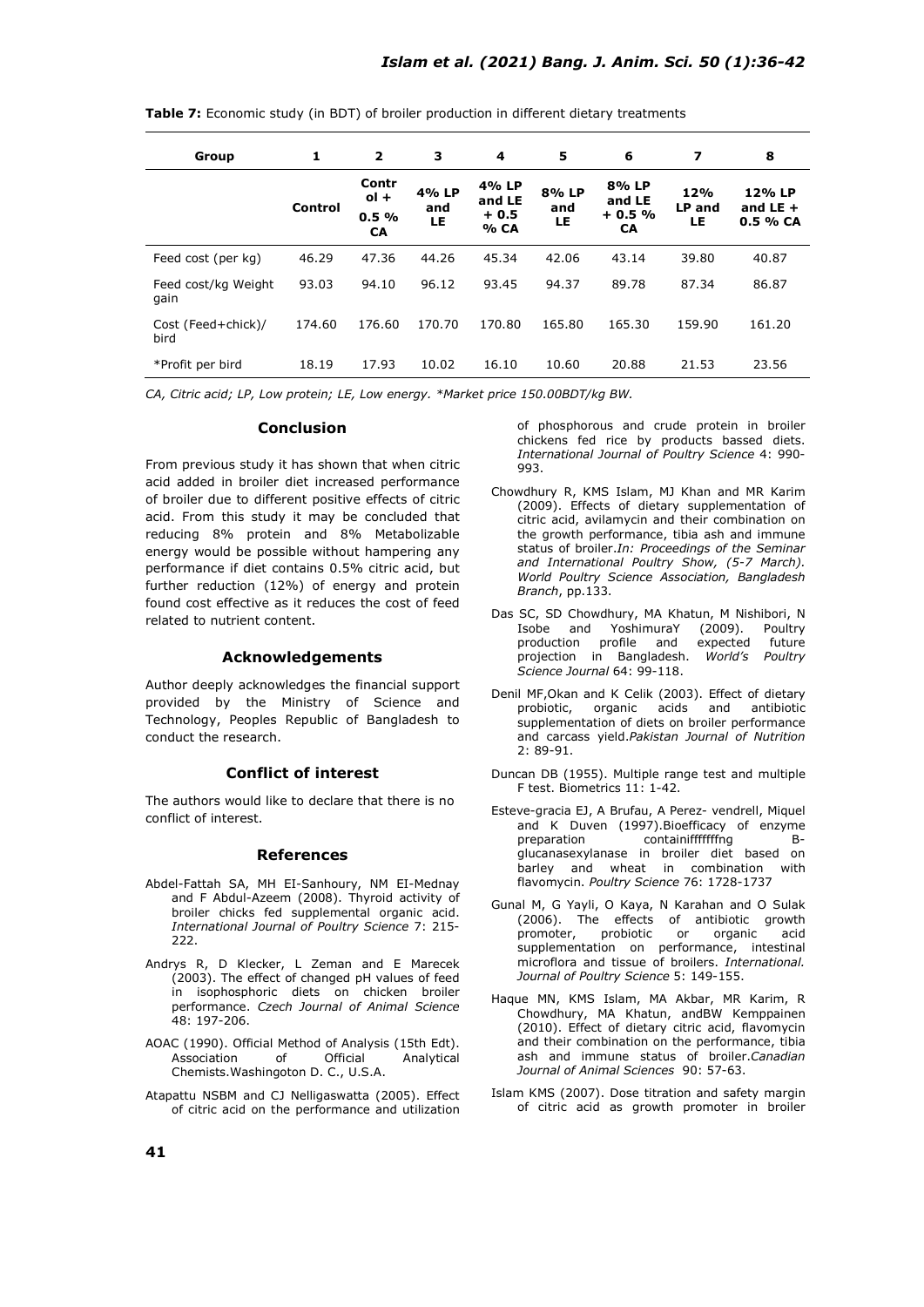**Table 7:** Economic study (in BDT) of broiler production in different dietary treatments

| Group | 1 | 2 | 3 | 4 | 5 | 6 | 7 | 8 |
|---|---|---|---|---|---|---|---|---|
| | Control | Control + 0.5 % CA | 4% LP and LE | 4% LP and LE + 0.5 % CA | 8% LP and LE | 8% LP and LE + 0.5 % CA | 12% LP and LE | 12% LP and LE + 0.5 % CA |
| Feed cost (per kg) | 46.29 | 47.36 | 44.26 | 45.34 | 42.06 | 43.14 | 39.80 | 40.87 |
| Feed cost/kg Weight gain | 93.03 | 94.10 | 96.12 | 93.45 | 94.37 | 89.78 | 87.34 | 86.87 |
| Cost (Feed+chick)/ bird | 174.60 | 176.60 | 170.70 | 170.80 | 165.80 | 165.30 | 159.90 | 161.20 |
| *Profit per bird | 18.19 | 17.93 | 10.02 | 16.10 | 10.60 | 20.88 | 21.53 | 23.56 |

*CA, Citric acid; LP, Low protein; LE, Low energy. *Market price 150.00BDT/kg BW.*

## Conclusion

From previous study it has shown that when citric acid added in broiler diet increased performance of broiler due to different positive effects of citric acid. From this study it may be concluded that reducing 8% protein and 8% Metabolizable energy would be possible without hampering any performance if diet contains 0.5% citric acid, but further reduction (12%) of energy and protein found cost effective as it reduces the cost of feed related to nutrient content.

## Acknowledgements

Author deeply acknowledges the financial support provided by the Ministry of Science and Technology, Peoples Republic of Bangladesh to conduct the research.

## Conflict of interest

The authors would like to declare that there is no conflict of interest.

## References

Abdel-Fattah SA, MH EI-Sanhoury, NM EI-Mednay and F Abdul-Azeem (2008). Thyroid activity of broiler chicks fed supplemental organic acid. *International Journal of Poultry Science* 7: 215-222.

Andrys R, D Klecker, L Zeman and E Marecek (2003). The effect of changed pH values of feed in isophosphoric diets on chicken broiler performance. *Czech Journal of Animal Science* 48: 197-206.

AOAC (1990). Official Method of Analysis (15th Edt). Association of Official Analytical Chemists.Washingoton D. C., U.S.A.

Atapattu NSBM and CJ Nelligaswatta (2005). Effect of citric acid on the performance and utilization of phosphorous and crude protein in broiler chickens fed rice by products bassed diets. *International Journal of Poultry Science* 4: 990-993.

Chowdhury R, KMS Islam, MJ Khan and MR Karim (2009). Effects of dietary supplementation of citric acid, avilamycin and their combination on the growth performance, tibia ash and immune status of broiler.*In: Proceedings of the Seminar and International Poultry Show, (5-7 March). World Poultry Science Association, Bangladesh Branch*, pp.133.

Das SC, SD Chowdhury, MA Khatun, M Nishibori, N Isobe and YoshimuraY (2009). Poultry production profile and expected future projection in Bangladesh. *World's Poultry Science Journal* 64: 99-118.

Denil MF,Okan and K Celik (2003). Effect of dietary probiotic, organic acids and antibiotic supplementation of diets on broiler performance and carcass yield.*Pakistan Journal of Nutrition* 2: 89-91.

Duncan DB (1955). Multiple range test and multiple F test. Biometrics 11: 1-42.

Esteve-gracia EJ, A Brufau, A Perez- vendrell, Miquel and K Duven (1997).Bioefficacy of enzyme preparation containiffffffng B-glucanasexylanase in broiler diet based on barley and wheat in combination with flavomycin. *Poultry Science* 76: 1728-1737

Gunal M, G Yayli, O Kaya, N Karahan and O Sulak (2006). The effects of antibiotic growth promoter, probiotic or organic acid supplementation on performance, intestinal microflora and tissue of broilers. *International. Journal of Poultry Science* 5: 149-155.

Haque MN, KMS Islam, MA Akbar, MR Karim, R Chowdhury, MA Khatun, andBW Kemppainen (2010). Effect of dietary citric acid, flavomycin and their combination on the performance, tibia ash and immune status of broiler.*Canadian Journal of Animal Sciences* 90: 57-63.

Islam KMS (2007). Dose titration and safety margin of citric acid as growth promoter in broiler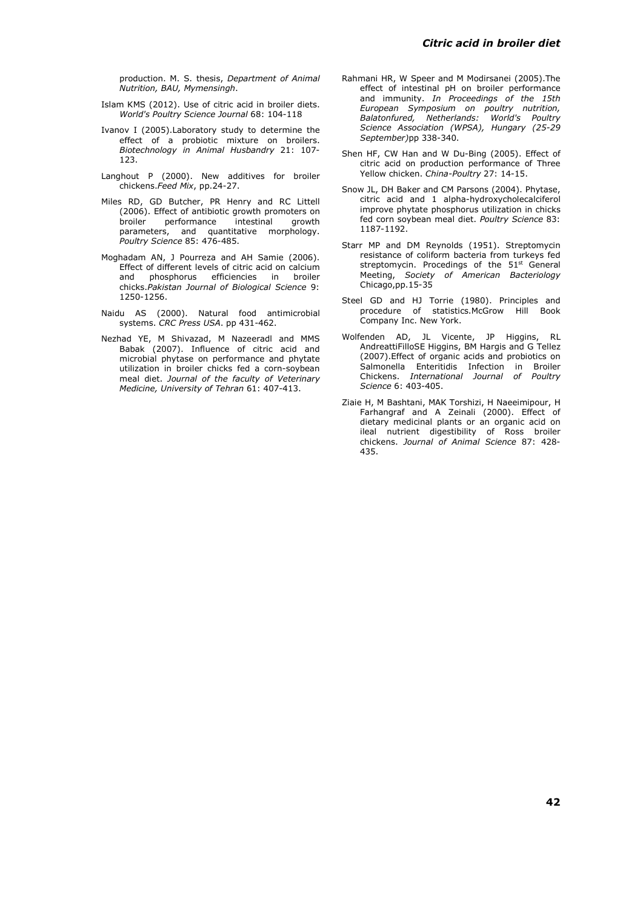production. M. S. thesis, *Department of Animal Nutrition, BAU, Mymensingh*.

Islam KMS (2012). Use of citric acid in broiler diets. *World's Poultry Science Journal* 68: 104-118

Ivanov I (2005).Laboratory study to determine the effect of a probiotic mixture on broilers. *Biotechnology in Animal Husbandry* 21: 107-123.

Langhout P (2000). New additives for broiler chickens.*Feed Mix*, pp.24-27.

Miles RD, GD Butcher, PR Henry and RC Littell (2006). Effect of antibiotic growth promoters on broiler performance intestinal growth parameters, and quantitative morphology. *Poultry Science* 85: 476-485.

Moghadam AN, J Pourreza and AH Samie (2006). Effect of different levels of citric acid on calcium and phosphorus efficiencies in broiler chicks.*Pakistan Journal of Biological Science* 9: 1250-1256.

Naidu AS (2000). Natural food antimicrobial systems. *CRC Press USA*. pp 431-462.

Nezhad YE, M Shivazad, M Nazeeradl and MMS Babak (2007). Influence of citric acid and microbial phytase on performance and phytate utilization in broiler chicks fed a corn-soybean meal diet. *Journal of the faculty of Veterinary Medicine, University of Tehran* 61: 407-413.

Rahmani HR, W Speer and M Modirsanei (2005).The effect of intestinal pH on broiler performance and immunity. *In Proceedings of the 15th European Symposium on poultry nutrition, Balatonfured, Netherlands: World's Poultry Science Association (WPSA), Hungary (25-29 September)*pp 338-340.

Shen HF, CW Han and W Du-Bing (2005). Effect of citric acid on production performance of Three Yellow chicken. *China-Poultry* 27: 14-15.

Snow JL, DH Baker and CM Parsons (2004). Phytase, citric acid and 1 alpha-hydroxycholecalciferol improve phytate phosphorus utilization in chicks fed corn soybean meal diet. *Poultry Science* 83: 1187-1192.

Starr MP and DM Reynolds (1951). Streptomycin resistance of coliform bacteria from turkeys fed streptomycin. Procedings of the 51st General Meeting, *Society of American Bacteriology* Chicago,pp.15-35

Steel GD and HJ Torrie (1980). Principles and procedure of statistics.McGrow Hill Book Company Inc. New York.

Wolfenden AD, JL Vicente, JP Higgins, RL AndreattiFilloSE Higgins, BM Hargis and G Tellez (2007).Effect of organic acids and probiotics on Salmonella Enteritidis Infection in Broiler Chickens. *International Journal of Poultry Science* 6: 403-405.

Ziaie H, M Bashtani, MAK Torshizi, H Naeeimipour, H Farhangraf and A Zeinali (2000). Effect of dietary medicinal plants or an organic acid on ileal nutrient digestibility of Ross broiler chickens. *Journal of Animal Science* 87: 428-435.